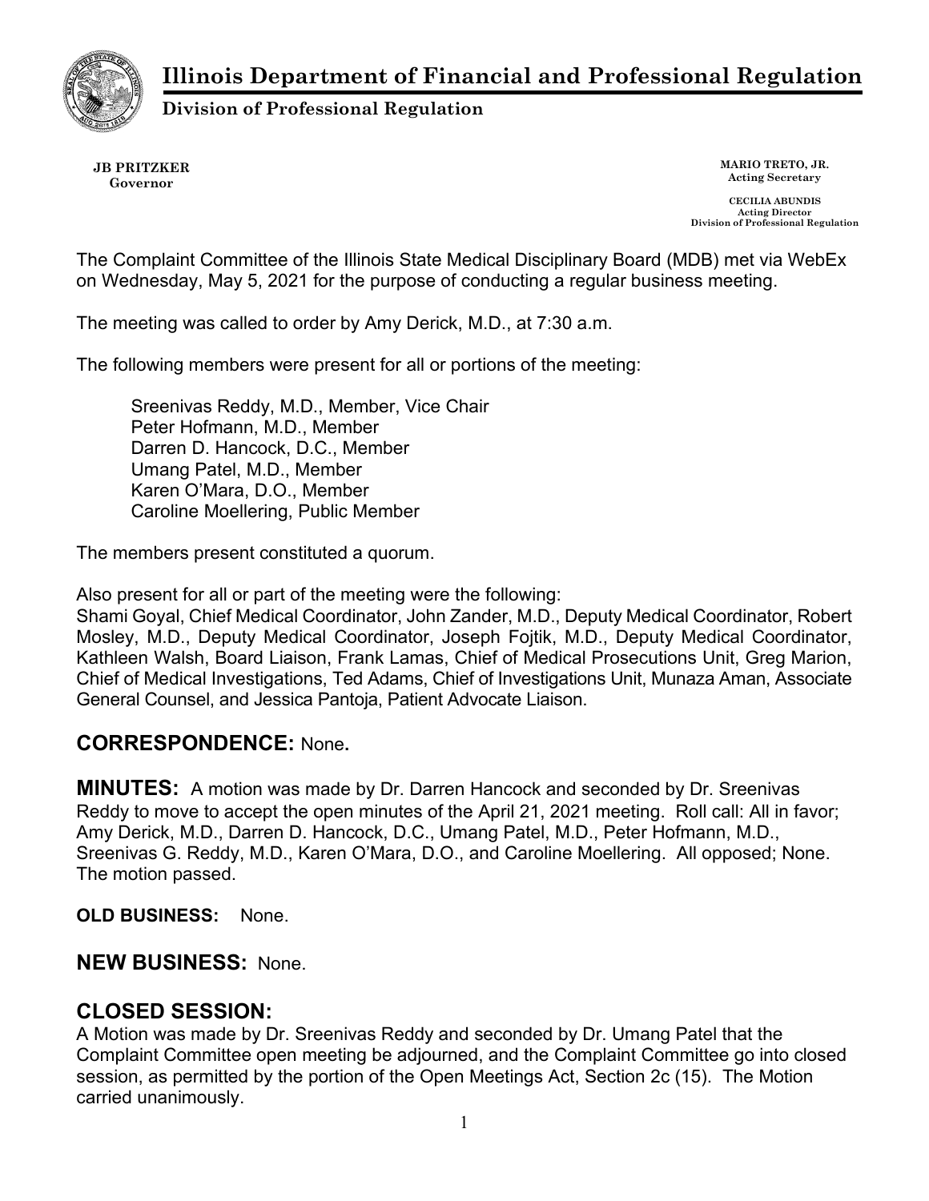# Illinois Department of Financial and Professional Regulation

**Division of Professional Regulation**

**JB PRITZKER**
**Governor**

**MARIO TRETO, JR.**
**Acting Secretary**

**CECILIA ABUNDIS**
**Acting Director**
**Division of Professional Regulation**

The Complaint Committee of the Illinois State Medical Disciplinary Board (MDB) met via WebEx on Wednesday, May 5, 2021 for the purpose of conducting a regular business meeting.

The meeting was called to order by Amy Derick, M.D., at 7:30 a.m.

The following members were present for all or portions of the meeting:

Sreenivas Reddy, M.D., Member, Vice Chair
Peter Hofmann, M.D., Member
Darren D. Hancock, D.C., Member
Umang Patel, M.D., Member
Karen O'Mara, D.O., Member
Caroline Moellering, Public Member

The members present constituted a quorum.

Also present for all or part of the meeting were the following:
Shami Goyal, Chief Medical Coordinator, John Zander, M.D., Deputy Medical Coordinator, Robert Mosley, M.D., Deputy Medical Coordinator, Joseph Fojtik, M.D., Deputy Medical Coordinator, Kathleen Walsh, Board Liaison, Frank Lamas, Chief of Medical Prosecutions Unit, Greg Marion, Chief of Medical Investigations, Ted Adams, Chief of Investigations Unit, Munaza Aman, Associate General Counsel, and Jessica Pantoja, Patient Advocate Liaison.

## CORRESPONDENCE: None.

**MINUTES:** A motion was made by Dr. Darren Hancock and seconded by Dr. Sreenivas Reddy to move to accept the open minutes of the April 21, 2021 meeting. Roll call: All in favor; Amy Derick, M.D., Darren D. Hancock, D.C., Umang Patel, M.D., Peter Hofmann, M.D., Sreenivas G. Reddy, M.D., Karen O'Mara, D.O., and Caroline Moellering. All opposed; None. The motion passed.

**OLD BUSINESS:** None.

## NEW BUSINESS: None.

## CLOSED SESSION:

A Motion was made by Dr. Sreenivas Reddy and seconded by Dr. Umang Patel that the Complaint Committee open meeting be adjourned, and the Complaint Committee go into closed session, as permitted by the portion of the Open Meetings Act, Section 2c (15). The Motion carried unanimously.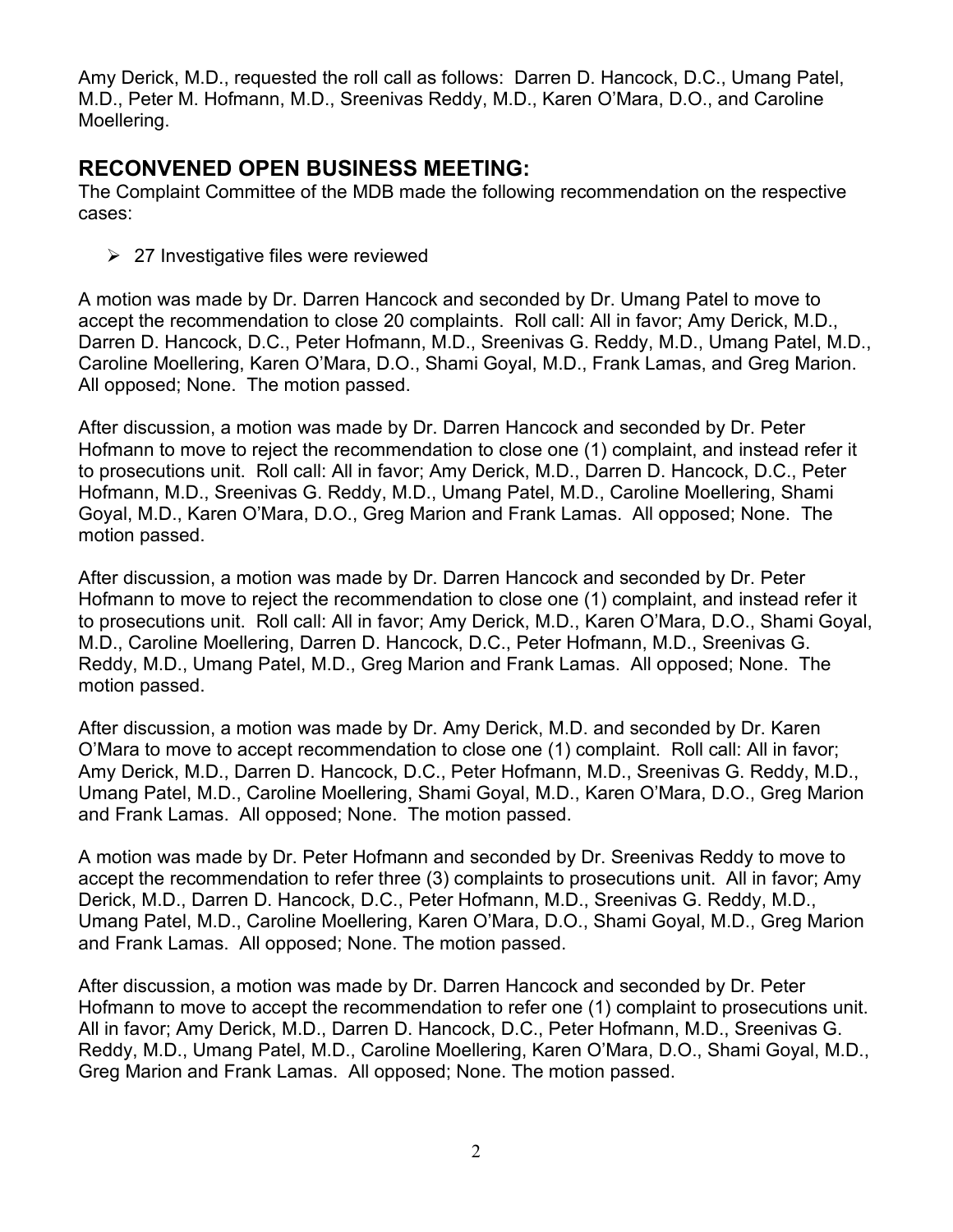Amy Derick, M.D., requested the roll call as follows: Darren D. Hancock, D.C., Umang Patel, M.D., Peter M. Hofmann, M.D., Sreenivas Reddy, M.D., Karen O'Mara, D.O., and Caroline Moellering.

## RECONVENED OPEN BUSINESS MEETING:

The Complaint Committee of the MDB made the following recommendation on the respective cases:

- 27 Investigative files were reviewed

A motion was made by Dr. Darren Hancock and seconded by Dr. Umang Patel to move to accept the recommendation to close 20 complaints. Roll call: All in favor; Amy Derick, M.D., Darren D. Hancock, D.C., Peter Hofmann, M.D., Sreenivas G. Reddy, M.D., Umang Patel, M.D., Caroline Moellering, Karen O'Mara, D.O., Shami Goyal, M.D., Frank Lamas, and Greg Marion. All opposed; None. The motion passed.

After discussion, a motion was made by Dr. Darren Hancock and seconded by Dr. Peter Hofmann to move to reject the recommendation to close one (1) complaint, and instead refer it to prosecutions unit. Roll call: All in favor; Amy Derick, M.D., Darren D. Hancock, D.C., Peter Hofmann, M.D., Sreenivas G. Reddy, M.D., Umang Patel, M.D., Caroline Moellering, Shami Goyal, M.D., Karen O'Mara, D.O., Greg Marion and Frank Lamas. All opposed; None. The motion passed.

After discussion, a motion was made by Dr. Darren Hancock and seconded by Dr. Peter Hofmann to move to reject the recommendation to close one (1) complaint, and instead refer it to prosecutions unit. Roll call: All in favor; Amy Derick, M.D., Karen O'Mara, D.O., Shami Goyal, M.D., Caroline Moellering, Darren D. Hancock, D.C., Peter Hofmann, M.D., Sreenivas G. Reddy, M.D., Umang Patel, M.D., Greg Marion and Frank Lamas. All opposed; None. The motion passed.

After discussion, a motion was made by Dr. Amy Derick, M.D. and seconded by Dr. Karen O'Mara to move to accept recommendation to close one (1) complaint. Roll call: All in favor; Amy Derick, M.D., Darren D. Hancock, D.C., Peter Hofmann, M.D., Sreenivas G. Reddy, M.D., Umang Patel, M.D., Caroline Moellering, Shami Goyal, M.D., Karen O'Mara, D.O., Greg Marion and Frank Lamas. All opposed; None. The motion passed.

A motion was made by Dr. Peter Hofmann and seconded by Dr. Sreenivas Reddy to move to accept the recommendation to refer three (3) complaints to prosecutions unit. All in favor; Amy Derick, M.D., Darren D. Hancock, D.C., Peter Hofmann, M.D., Sreenivas G. Reddy, M.D., Umang Patel, M.D., Caroline Moellering, Karen O'Mara, D.O., Shami Goyal, M.D., Greg Marion and Frank Lamas. All opposed; None. The motion passed.

After discussion, a motion was made by Dr. Darren Hancock and seconded by Dr. Peter Hofmann to move to accept the recommendation to refer one (1) complaint to prosecutions unit. All in favor; Amy Derick, M.D., Darren D. Hancock, D.C., Peter Hofmann, M.D., Sreenivas G. Reddy, M.D., Umang Patel, M.D., Caroline Moellering, Karen O'Mara, D.O., Shami Goyal, M.D., Greg Marion and Frank Lamas. All opposed; None. The motion passed.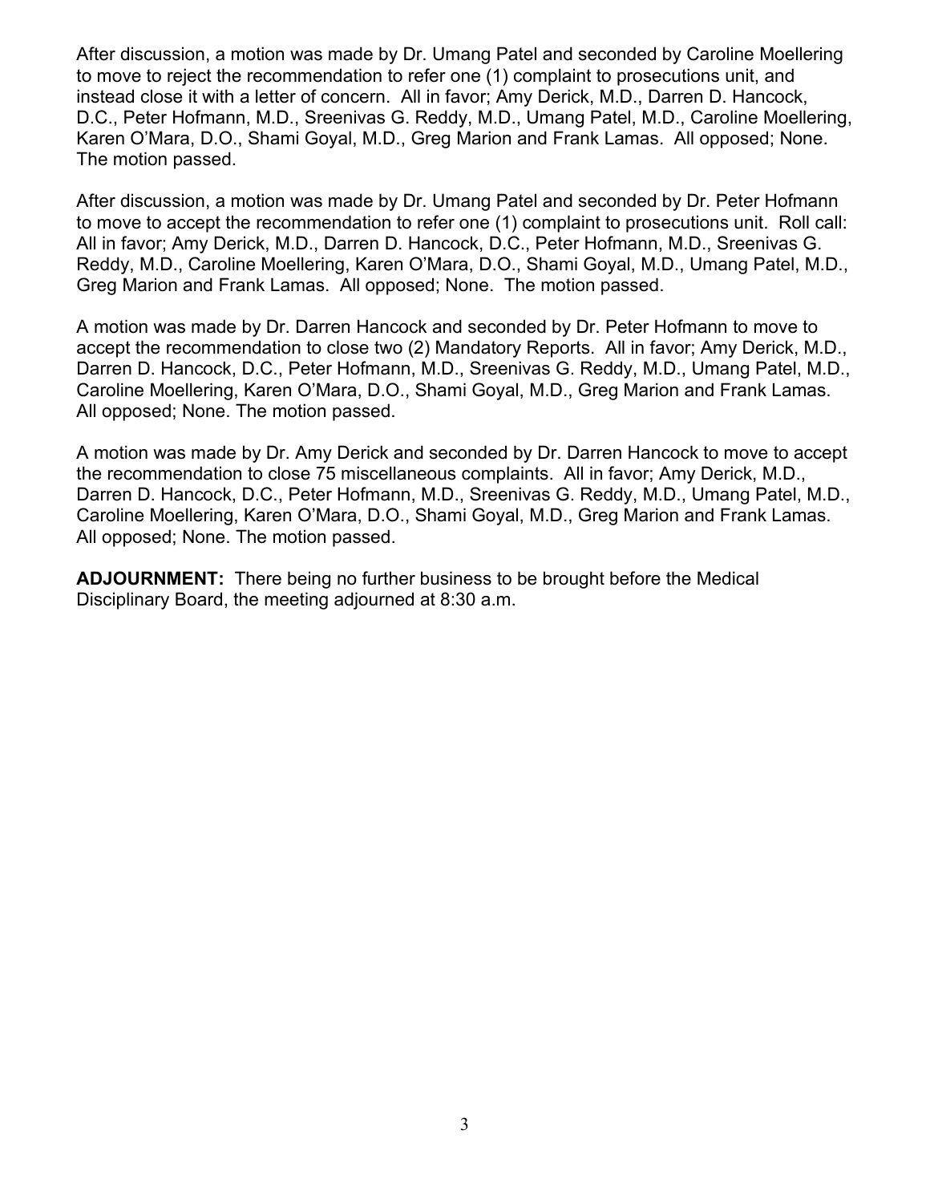After discussion, a motion was made by Dr. Umang Patel and seconded by Caroline Moellering to move to reject the recommendation to refer one (1) complaint to prosecutions unit, and instead close it with a letter of concern. All in favor; Amy Derick, M.D., Darren D. Hancock, D.C., Peter Hofmann, M.D., Sreenivas G. Reddy, M.D., Umang Patel, M.D., Caroline Moellering, Karen O'Mara, D.O., Shami Goyal, M.D., Greg Marion and Frank Lamas. All opposed; None. The motion passed.

After discussion, a motion was made by Dr. Umang Patel and seconded by Dr. Peter Hofmann to move to accept the recommendation to refer one (1) complaint to prosecutions unit. Roll call: All in favor; Amy Derick, M.D., Darren D. Hancock, D.C., Peter Hofmann, M.D., Sreenivas G. Reddy, M.D., Caroline Moellering, Karen O'Mara, D.O., Shami Goyal, M.D., Umang Patel, M.D., Greg Marion and Frank Lamas. All opposed; None. The motion passed.

A motion was made by Dr. Darren Hancock and seconded by Dr. Peter Hofmann to move to accept the recommendation to close two (2) Mandatory Reports. All in favor; Amy Derick, M.D., Darren D. Hancock, D.C., Peter Hofmann, M.D., Sreenivas G. Reddy, M.D., Umang Patel, M.D., Caroline Moellering, Karen O'Mara, D.O., Shami Goyal, M.D., Greg Marion and Frank Lamas. All opposed; None. The motion passed.

A motion was made by Dr. Amy Derick and seconded by Dr. Darren Hancock to move to accept the recommendation to close 75 miscellaneous complaints. All in favor; Amy Derick, M.D., Darren D. Hancock, D.C., Peter Hofmann, M.D., Sreenivas G. Reddy, M.D., Umang Patel, M.D., Caroline Moellering, Karen O'Mara, D.O., Shami Goyal, M.D., Greg Marion and Frank Lamas. All opposed; None. The motion passed.

**ADJOURNMENT:** There being no further business to be brought before the Medical Disciplinary Board, the meeting adjourned at 8:30 a.m.